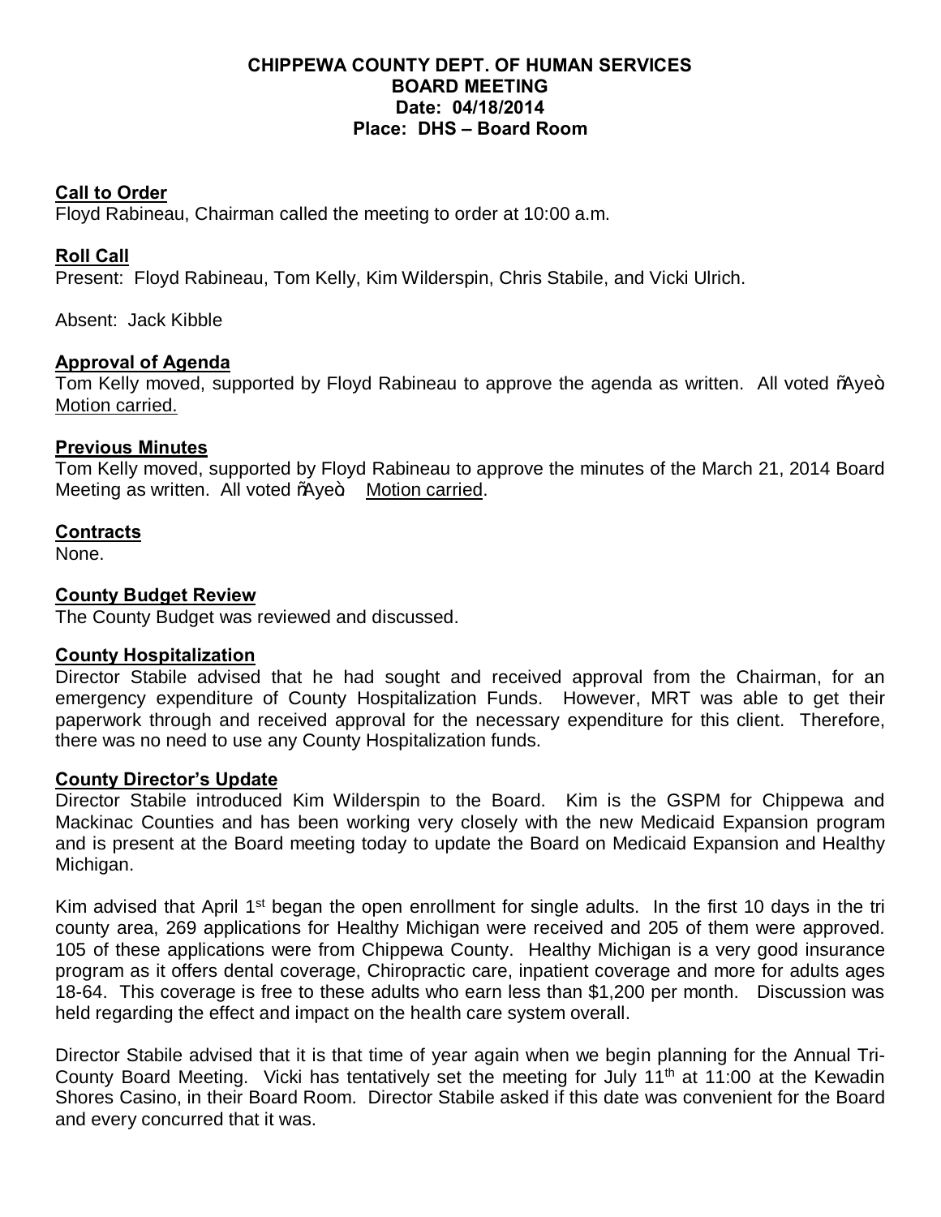**CHIPPEWA COUNTY DEPT. OF HUMAN SERVICES**
**BOARD MEETING**
**Date: 04/18/2014**
**Place: DHS – Board Room**

**Call to Order**

Floyd Rabineau, Chairman called the meeting to order at 10:00 a.m.

**Roll Call**

Present: Floyd Rabineau, Tom Kelly, Kim Wilderspin, Chris Stabile, and Vicki Ulrich.

Absent: Jack Kibble

**Approval of Agenda**

Tom Kelly moved, supported by Floyd Rabineau to approve the agenda as written. All voted õAyeö. Motion carried.

**Previous Minutes**

Tom Kelly moved, supported by Floyd Rabineau to approve the minutes of the March 21, 2014 Board Meeting as written. All voted õAyeö. Motion carried.

**Contracts**

None.

**County Budget Review**

The County Budget was reviewed and discussed.

**County Hospitalization**

Director Stabile advised that he had sought and received approval from the Chairman, for an emergency expenditure of County Hospitalization Funds. However, MRT was able to get their paperwork through and received approval for the necessary expenditure for this client. Therefore, there was no need to use any County Hospitalization funds.

**County Director's Update**

Director Stabile introduced Kim Wilderspin to the Board. Kim is the GSPM for Chippewa and Mackinac Counties and has been working very closely with the new Medicaid Expansion program and is present at the Board meeting today to update the Board on Medicaid Expansion and Healthy Michigan.

Kim advised that April 1st began the open enrollment for single adults. In the first 10 days in the tri county area, 269 applications for Healthy Michigan were received and 205 of them were approved. 105 of these applications were from Chippewa County. Healthy Michigan is a very good insurance program as it offers dental coverage, Chiropractic care, inpatient coverage and more for adults ages 18-64. This coverage is free to these adults who earn less than $1,200 per month. Discussion was held regarding the effect and impact on the health care system overall.

Director Stabile advised that it is that time of year again when we begin planning for the Annual Tri-County Board Meeting. Vicki has tentatively set the meeting for July 11th at 11:00 at the Kewadin Shores Casino, in their Board Room. Director Stabile asked if this date was convenient for the Board and every concurred that it was.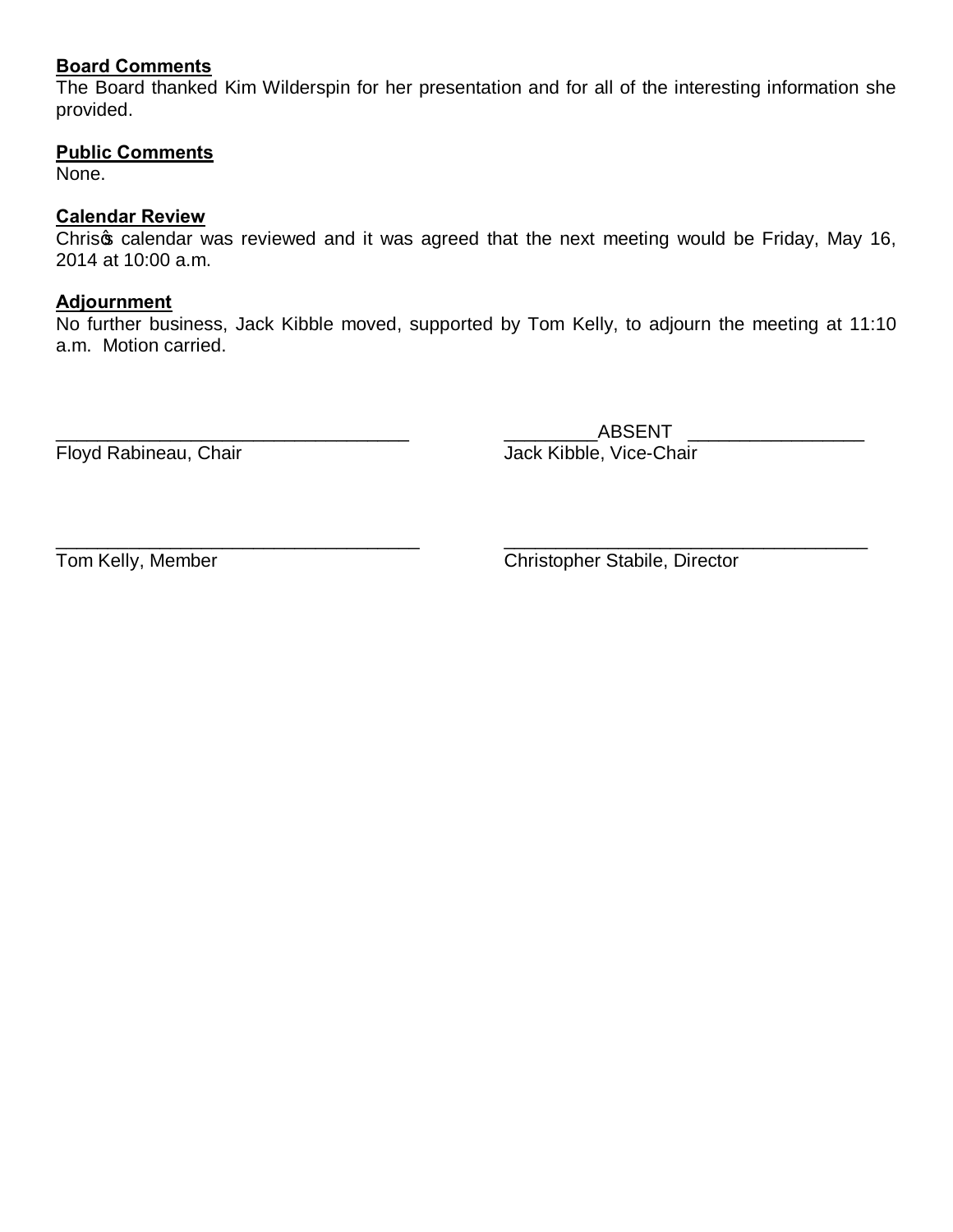**Board Comments**

The Board thanked Kim Wilderspin for her presentation and for all of the interesting information she provided.

**Public Comments**

None.

**Calendar Review**

Chris's calendar was reviewed and it was agreed that the next meeting would be Friday, May 16, 2014 at 10:00 a.m.

**Adjournment**

No further business, Jack Kibble moved, supported by Tom Kelly, to adjourn the meeting at 11:10 a.m. Motion carried.

___________________________________
Floyd Rabineau, Chair

_________ABSENT _________________
Jack Kibble, Vice-Chair

___________________________________
Tom Kelly, Member

___________________________________
Christopher Stabile, Director